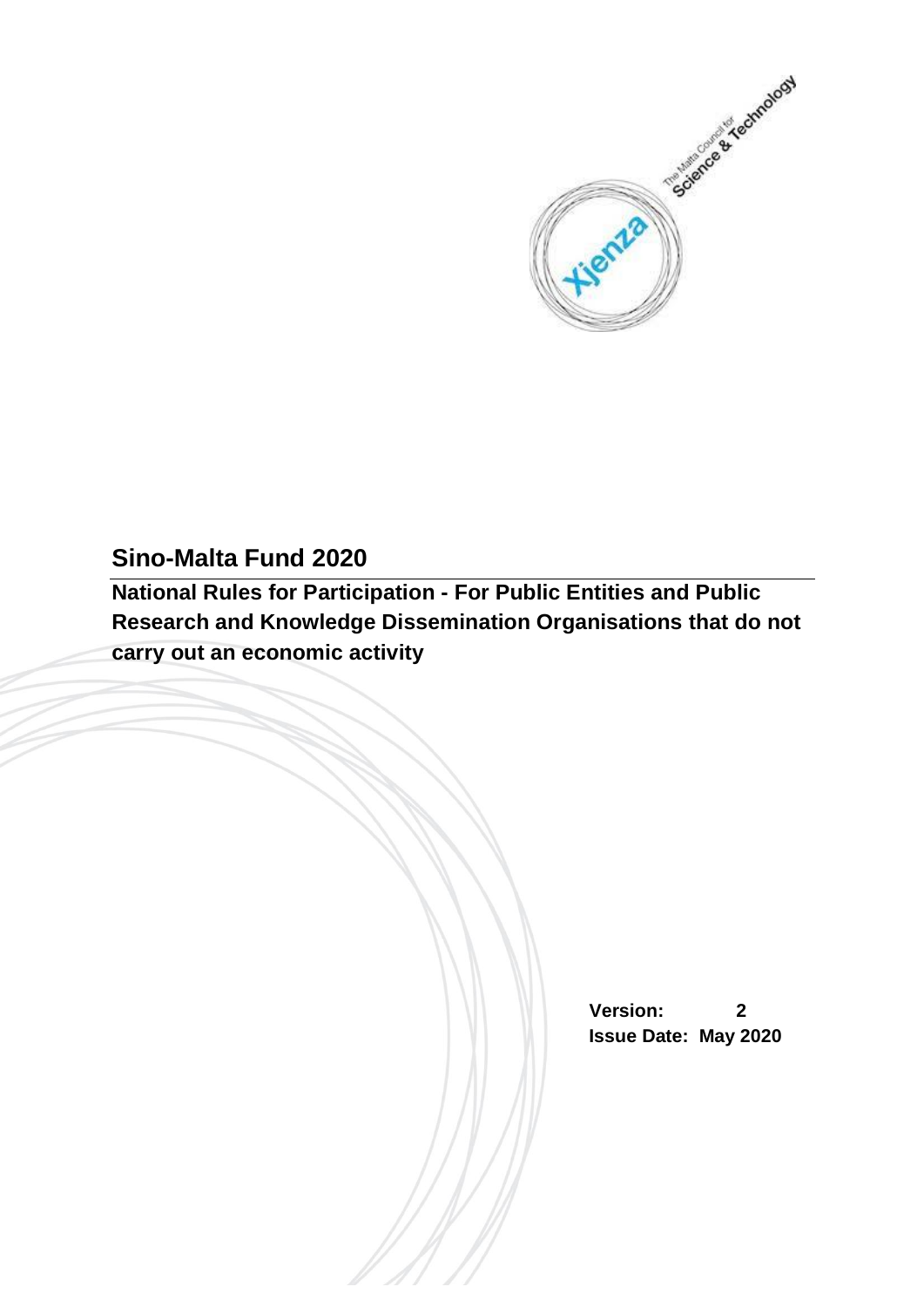# Sino-Malta Fund 2020

**National Rules for Participation - For Public Entities and Public Research and Knowledge Dissemination Organisations that do not carry out an economic activity**

**Version:** 2
**Issue Date:** May 2020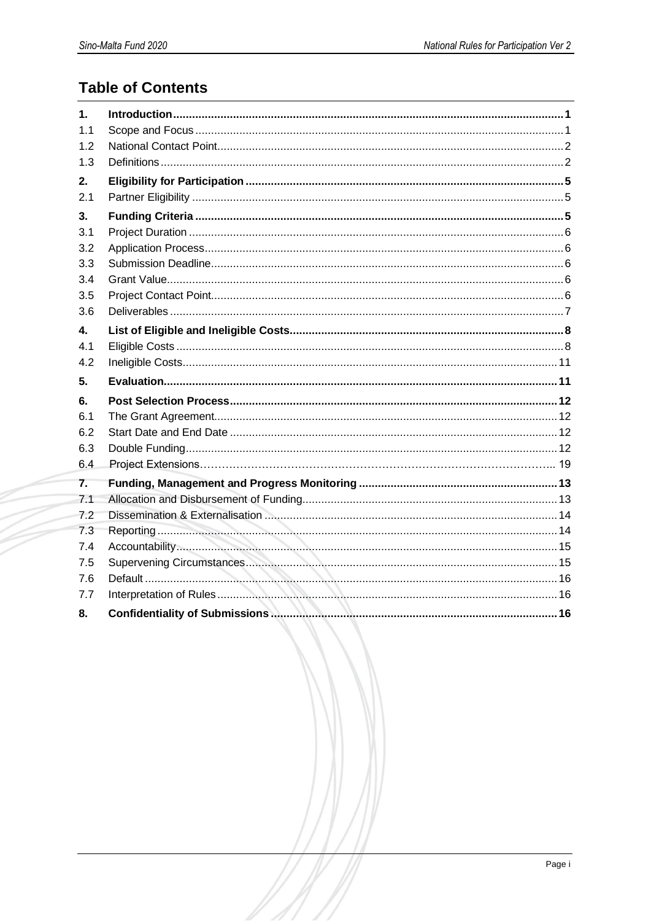## Table of Contents

| | | |
|---|---|---|
| **1.** | **Introduction** | **1** |
| 1.1 | Scope and Focus | 1 |
| 1.2 | National Contact Point | 2 |
| 1.3 | Definitions | 2 |
| **2.** | **Eligibility for Participation** | **5** |
| 2.1 | Partner Eligibility | 5 |
| **3.** | **Funding Criteria** | **5** |
| 3.1 | Project Duration | 6 |
| 3.2 | Application Process | 6 |
| 3.3 | Submission Deadline | 6 |
| 3.4 | Grant Value | 6 |
| 3.5 | Project Contact Point | 6 |
| 3.6 | Deliverables | 7 |
| **4.** | **List of Eligible and Ineligible Costs** | **8** |
| 4.1 | Eligible Costs | 8 |
| 4.2 | Ineligible Costs | 11 |
| **5.** | **Evaluation** | **11** |
| **6.** | **Post Selection Process** | **12** |
| 6.1 | The Grant Agreement | 12 |
| 6.2 | Start Date and End Date | 12 |
| 6.3 | Double Funding | 12 |
| 6.4 | Project Extensions | 19 |
| **7.** | **Funding, Management and Progress Monitoring** | **13** |
| 7.1 | Allocation and Disbursement of Funding | 13 |
| 7.2 | Dissemination & Externalisation | 14 |
| 7.3 | Reporting | 14 |
| 7.4 | Accountability | 15 |
| 7.5 | Supervening Circumstances | 15 |
| 7.6 | Default | 16 |
| 7.7 | Interpretation of Rules | 16 |
| **8.** | **Confidentiality of Submissions** | **16** |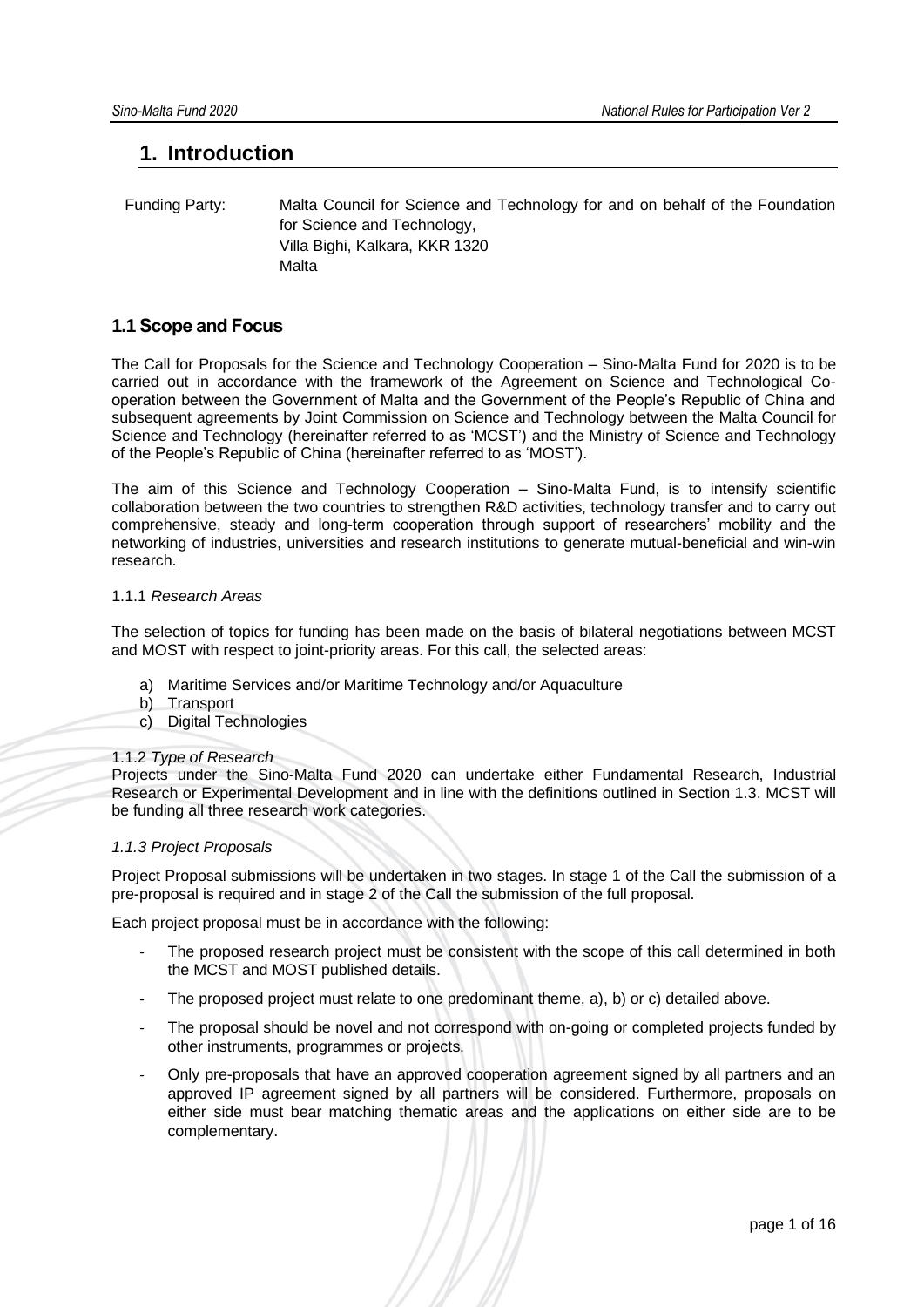# 1. Introduction

Funding Party: Malta Council for Science and Technology for and on behalf of the Foundation for Science and Technology,
Villa Bighi, Kalkara, KKR 1320
Malta

## 1.1 Scope and Focus

The Call for Proposals for the Science and Technology Cooperation – Sino-Malta Fund for 2020 is to be carried out in accordance with the framework of the Agreement on Science and Technological Co-operation between the Government of Malta and the Government of the People's Republic of China and subsequent agreements by Joint Commission on Science and Technology between the Malta Council for Science and Technology (hereinafter referred to as 'MCST') and the Ministry of Science and Technology of the People's Republic of China (hereinafter referred to as 'MOST').

The aim of this Science and Technology Cooperation – Sino-Malta Fund, is to intensify scientific collaboration between the two countries to strengthen R&D activities, technology transfer and to carry out comprehensive, steady and long-term cooperation through support of researchers' mobility and the networking of industries, universities and research institutions to generate mutual-beneficial and win-win research.

### 1.1.1 *Research Areas*

The selection of topics for funding has been made on the basis of bilateral negotiations between MCST and MOST with respect to joint-priority areas. For this call, the selected areas:

a) Maritime Services and/or Maritime Technology and/or Aquaculture
b) Transport
c) Digital Technologies

### 1.1.2 *Type of Research*

Projects under the Sino-Malta Fund 2020 can undertake either Fundamental Research, Industrial Research or Experimental Development and in line with the definitions outlined in Section 1.3. MCST will be funding all three research work categories.

### *1.1.3 Project Proposals*

Project Proposal submissions will be undertaken in two stages. In stage 1 of the Call the submission of a pre-proposal is required and in stage 2 of the Call the submission of the full proposal.

Each project proposal must be in accordance with the following:

- The proposed research project must be consistent with the scope of this call determined in both the MCST and MOST published details.
- The proposed project must relate to one predominant theme, a), b) or c) detailed above.
- The proposal should be novel and not correspond with on-going or completed projects funded by other instruments, programmes or projects.
- Only pre-proposals that have an approved cooperation agreement signed by all partners and an approved IP agreement signed by all partners will be considered. Furthermore, proposals on either side must bear matching thematic areas and the applications on either side are to be complementary.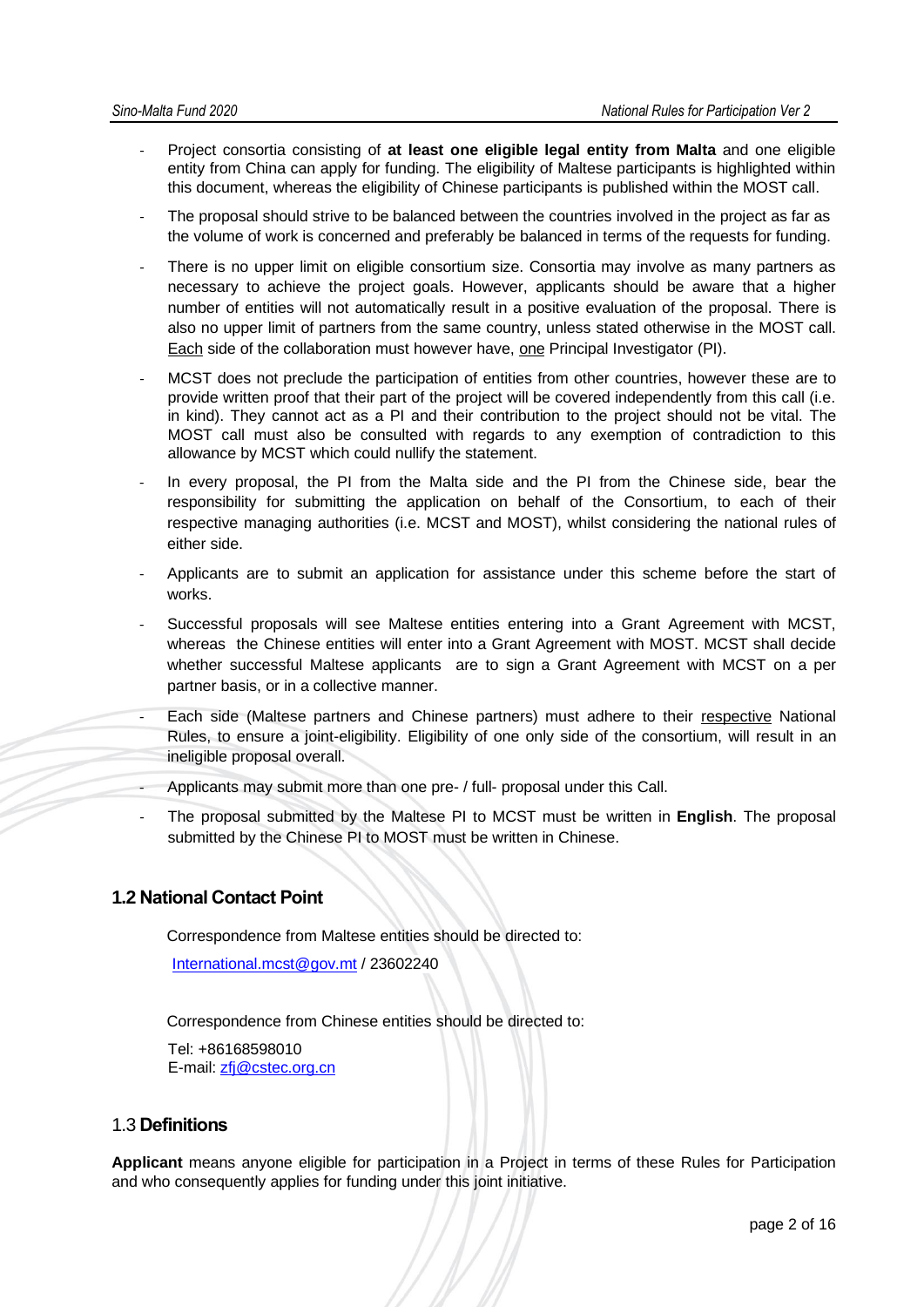- Project consortia consisting of **at least one eligible legal entity from Malta** and one eligible entity from China can apply for funding. The eligibility of Maltese participants is highlighted within this document, whereas the eligibility of Chinese participants is published within the MOST call.
- The proposal should strive to be balanced between the countries involved in the project as far as the volume of work is concerned and preferably be balanced in terms of the requests for funding.
- There is no upper limit on eligible consortium size. Consortia may involve as many partners as necessary to achieve the project goals. However, applicants should be aware that a higher number of entities will not automatically result in a positive evaluation of the proposal. There is also no upper limit of partners from the same country, unless stated otherwise in the MOST call. Each side of the collaboration must however have, one Principal Investigator (PI).
- MCST does not preclude the participation of entities from other countries, however these are to provide written proof that their part of the project will be covered independently from this call (i.e. in kind). They cannot act as a PI and their contribution to the project should not be vital. The MOST call must also be consulted with regards to any exemption of contradiction to this allowance by MCST which could nullify the statement.
- In every proposal, the PI from the Malta side and the PI from the Chinese side, bear the responsibility for submitting the application on behalf of the Consortium, to each of their respective managing authorities (i.e. MCST and MOST), whilst considering the national rules of either side.
- Applicants are to submit an application for assistance under this scheme before the start of works.
- Successful proposals will see Maltese entities entering into a Grant Agreement with MCST, whereas the Chinese entities will enter into a Grant Agreement with MOST. MCST shall decide whether successful Maltese applicants are to sign a Grant Agreement with MCST on a per partner basis, or in a collective manner.
- Each side (Maltese partners and Chinese partners) must adhere to their respective National Rules, to ensure a joint-eligibility. Eligibility of one only side of the consortium, will result in an ineligible proposal overall.
- Applicants may submit more than one pre- / full- proposal under this Call.
- The proposal submitted by the Maltese PI to MCST must be written in **English**. The proposal submitted by the Chinese PI to MOST must be written in Chinese.

## 1.2 National Contact Point

Correspondence from Maltese entities should be directed to:

International.mcst@gov.mt / 23602240

Correspondence from Chinese entities should be directed to:

Tel: +86168598010
E-mail: zfj@cstec.org.cn

## 1.3 Definitions

**Applicant** means anyone eligible for participation in a Project in terms of these Rules for Participation and who consequently applies for funding under this joint initiative.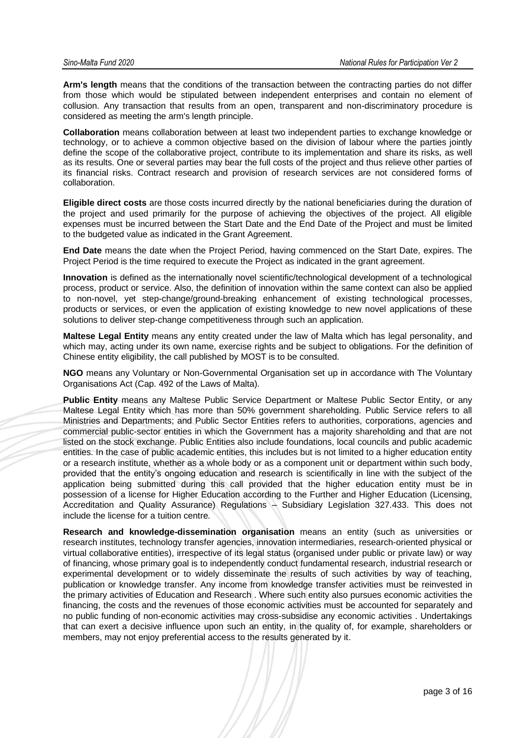**Arm's length** means that the conditions of the transaction between the contracting parties do not differ from those which would be stipulated between independent enterprises and contain no element of collusion. Any transaction that results from an open, transparent and non-discriminatory procedure is considered as meeting the arm's length principle.

**Collaboration** means collaboration between at least two independent parties to exchange knowledge or technology, or to achieve a common objective based on the division of labour where the parties jointly define the scope of the collaborative project, contribute to its implementation and share its risks, as well as its results. One or several parties may bear the full costs of the project and thus relieve other parties of its financial risks. Contract research and provision of research services are not considered forms of collaboration.

**Eligible direct costs** are those costs incurred directly by the national beneficiaries during the duration of the project and used primarily for the purpose of achieving the objectives of the project. All eligible expenses must be incurred between the Start Date and the End Date of the Project and must be limited to the budgeted value as indicated in the Grant Agreement.

**End Date** means the date when the Project Period, having commenced on the Start Date, expires. The Project Period is the time required to execute the Project as indicated in the grant agreement.

**Innovation** is defined as the internationally novel scientific/technological development of a technological process, product or service. Also, the definition of innovation within the same context can also be applied to non-novel, yet step-change/ground-breaking enhancement of existing technological processes, products or services, or even the application of existing knowledge to new novel applications of these solutions to deliver step-change competitiveness through such an application.

**Maltese Legal Entity** means any entity created under the law of Malta which has legal personality, and which may, acting under its own name, exercise rights and be subject to obligations. For the definition of Chinese entity eligibility, the call published by MOST is to be consulted.

**NGO** means any Voluntary or Non-Governmental Organisation set up in accordance with The Voluntary Organisations Act (Cap. 492 of the Laws of Malta).

**Public Entity** means any Maltese Public Service Department or Maltese Public Sector Entity, or any Maltese Legal Entity which has more than 50% government shareholding. Public Service refers to all Ministries and Departments; and Public Sector Entities refers to authorities, corporations, agencies and commercial public-sector entities in which the Government has a majority shareholding and that are not listed on the stock exchange. Public Entities also include foundations, local councils and public academic entities. In the case of public academic entities, this includes but is not limited to a higher education entity or a research institute, whether as a whole body or as a component unit or department within such body, provided that the entity's ongoing education and research is scientifically in line with the subject of the application being submitted during this call provided that the higher education entity must be in possession of a license for Higher Education according to the Further and Higher Education (Licensing, Accreditation and Quality Assurance) Regulations – Subsidiary Legislation 327.433. This does not include the license for a tuition centre.

**Research and knowledge-dissemination organisation** means an entity (such as universities or research institutes, technology transfer agencies, innovation intermediaries, research-oriented physical or virtual collaborative entities), irrespective of its legal status (organised under public or private law) or way of financing, whose primary goal is to independently conduct fundamental research, industrial research or experimental development or to widely disseminate the results of such activities by way of teaching, publication or knowledge transfer. Any income from knowledge transfer activities must be reinvested in the primary activities of Education and Research . Where such entity also pursues economic activities the financing, the costs and the revenues of those economic activities must be accounted for separately and no public funding of non-economic activities may cross-subsidise any economic activities . Undertakings that can exert a decisive influence upon such an entity, in the quality of, for example, shareholders or members, may not enjoy preferential access to the results generated by it.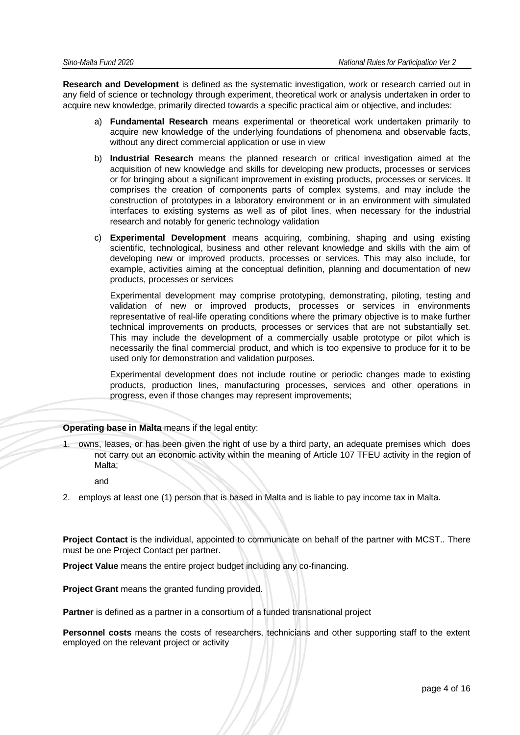**Research and Development** is defined as the systematic investigation, work or research carried out in any field of science or technology through experiment, theoretical work or analysis undertaken in order to acquire new knowledge, primarily directed towards a specific practical aim or objective, and includes:

a) **Fundamental Research** means experimental or theoretical work undertaken primarily to acquire new knowledge of the underlying foundations of phenomena and observable facts, without any direct commercial application or use in view

b) **Industrial Research** means the planned research or critical investigation aimed at the acquisition of new knowledge and skills for developing new products, processes or services or for bringing about a significant improvement in existing products, processes or services. It comprises the creation of components parts of complex systems, and may include the construction of prototypes in a laboratory environment or in an environment with simulated interfaces to existing systems as well as of pilot lines, when necessary for the industrial research and notably for generic technology validation

c) **Experimental Development** means acquiring, combining, shaping and using existing scientific, technological, business and other relevant knowledge and skills with the aim of developing new or improved products, processes or services. This may also include, for example, activities aiming at the conceptual definition, planning and documentation of new products, processes or services

   Experimental development may comprise prototyping, demonstrating, piloting, testing and validation of new or improved products, processes or services in environments representative of real-life operating conditions where the primary objective is to make further technical improvements on products, processes or services that are not substantially set. This may include the development of a commercially usable prototype or pilot which is necessarily the final commercial product, and which is too expensive to produce for it to be used only for demonstration and validation purposes.

   Experimental development does not include routine or periodic changes made to existing products, production lines, manufacturing processes, services and other operations in progress, even if those changes may represent improvements;

**Operating base in Malta** means if the legal entity:

1. owns, leases, or has been given the right of use by a third party, an adequate premises which does not carry out an economic activity within the meaning of Article 107 TFEU activity in the region of Malta;

   and

2. employs at least one (1) person that is based in Malta and is liable to pay income tax in Malta.

**Project Contact** is the individual, appointed to communicate on behalf of the partner with MCST.. There must be one Project Contact per partner.

**Project Value** means the entire project budget including any co-financing.

**Project Grant** means the granted funding provided.

**Partner** is defined as a partner in a consortium of a funded transnational project

**Personnel costs** means the costs of researchers, technicians and other supporting staff to the extent employed on the relevant project or activity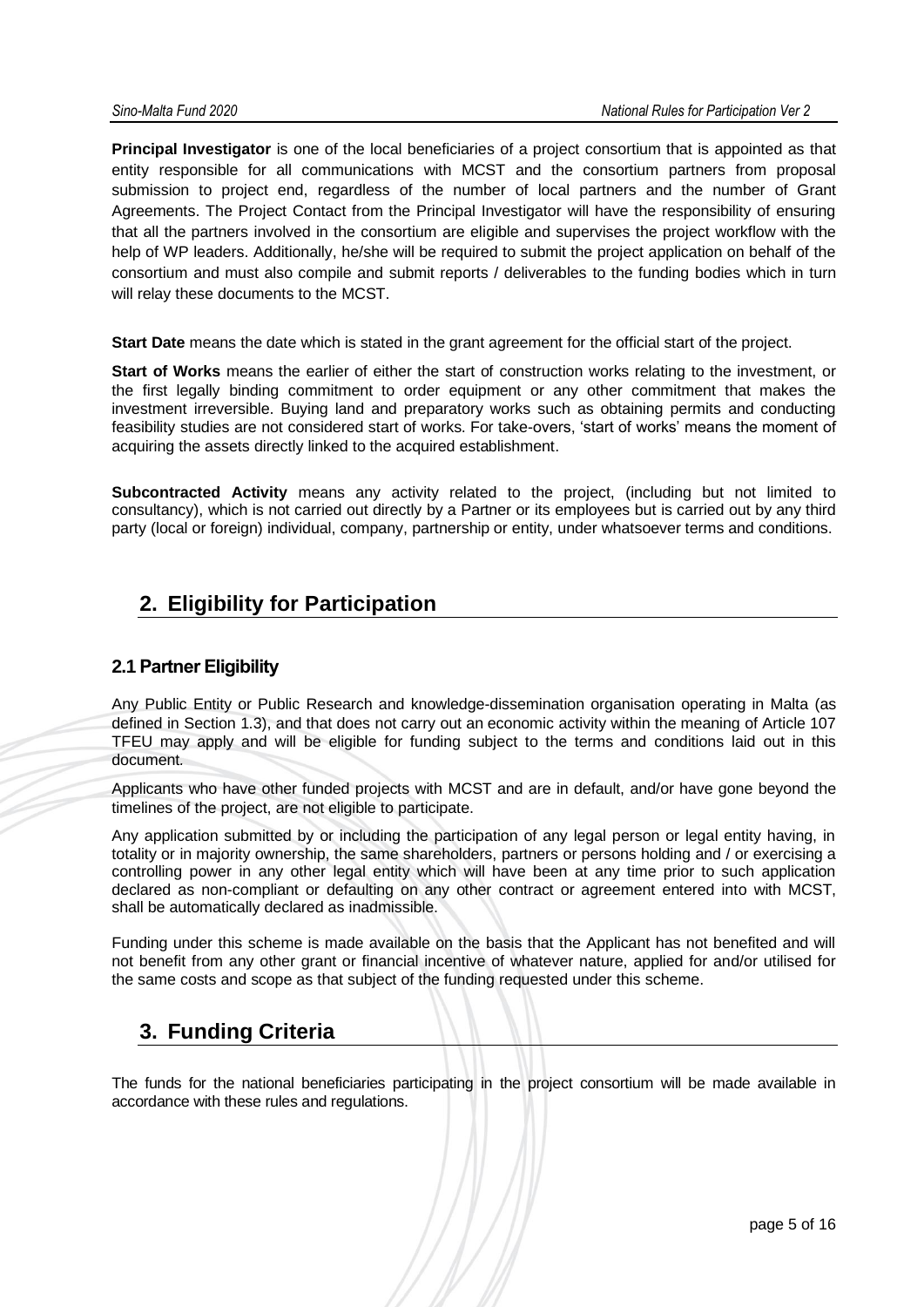**Principal Investigator** is one of the local beneficiaries of a project consortium that is appointed as that entity responsible for all communications with MCST and the consortium partners from proposal submission to project end, regardless of the number of local partners and the number of Grant Agreements. The Project Contact from the Principal Investigator will have the responsibility of ensuring that all the partners involved in the consortium are eligible and supervises the project workflow with the help of WP leaders. Additionally, he/she will be required to submit the project application on behalf of the consortium and must also compile and submit reports / deliverables to the funding bodies which in turn will relay these documents to the MCST.

**Start Date** means the date which is stated in the grant agreement for the official start of the project.

**Start of Works** means the earlier of either the start of construction works relating to the investment, or the first legally binding commitment to order equipment or any other commitment that makes the investment irreversible. Buying land and preparatory works such as obtaining permits and conducting feasibility studies are not considered start of works. For take-overs, 'start of works' means the moment of acquiring the assets directly linked to the acquired establishment.

**Subcontracted Activity** means any activity related to the project, (including but not limited to consultancy), which is not carried out directly by a Partner or its employees but is carried out by any third party (local or foreign) individual, company, partnership or entity, under whatsoever terms and conditions.

# 2. Eligibility for Participation

## 2.1 Partner Eligibility

Any Public Entity or Public Research and knowledge-dissemination organisation operating in Malta (as defined in Section 1.3), and that does not carry out an economic activity within the meaning of Article 107 TFEU may apply and will be eligible for funding subject to the terms and conditions laid out in this document.

Applicants who have other funded projects with MCST and are in default, and/or have gone beyond the timelines of the project, are not eligible to participate.

Any application submitted by or including the participation of any legal person or legal entity having, in totality or in majority ownership, the same shareholders, partners or persons holding and / or exercising a controlling power in any other legal entity which will have been at any time prior to such application declared as non-compliant or defaulting on any other contract or agreement entered into with MCST, shall be automatically declared as inadmissible.

Funding under this scheme is made available on the basis that the Applicant has not benefited and will not benefit from any other grant or financial incentive of whatever nature, applied for and/or utilised for the same costs and scope as that subject of the funding requested under this scheme.

# 3. Funding Criteria

The funds for the national beneficiaries participating in the project consortium will be made available in accordance with these rules and regulations.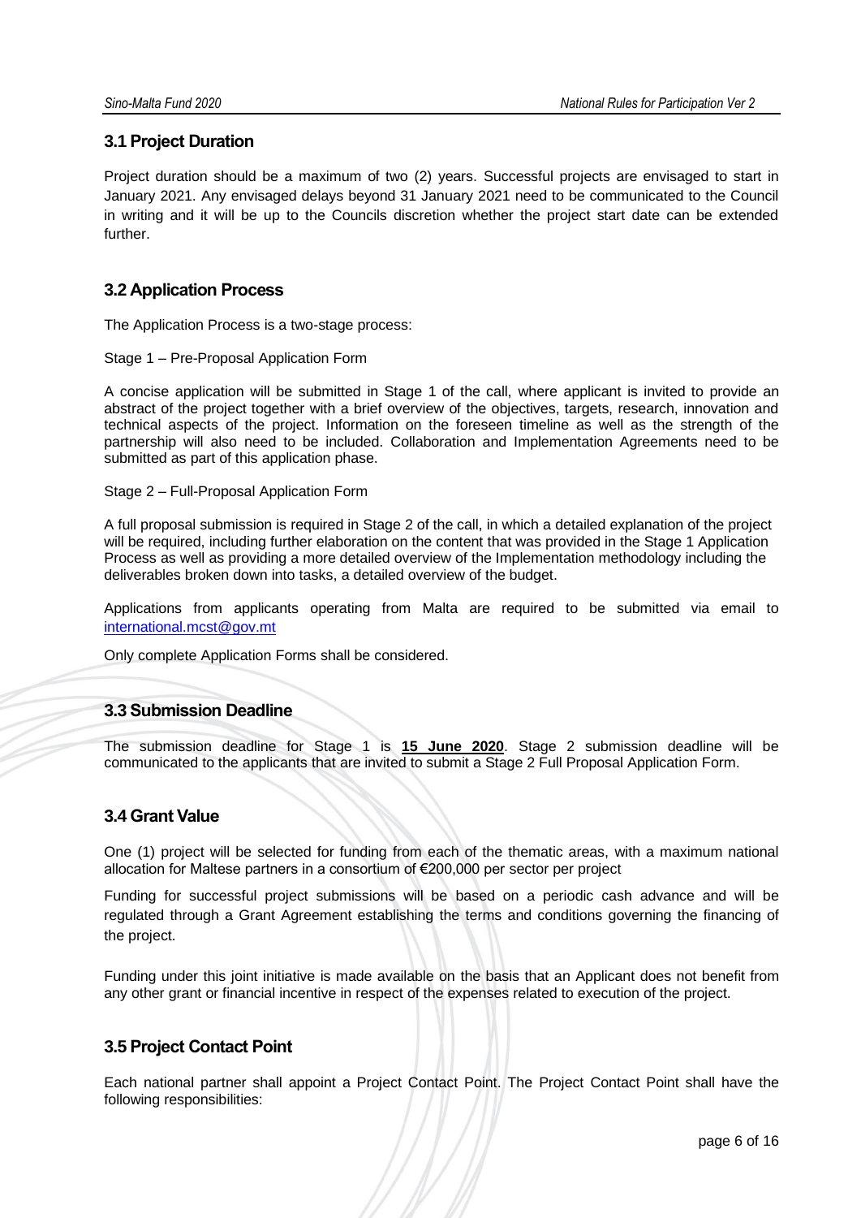## 3.1 Project Duration

Project duration should be a maximum of two (2) years. Successful projects are envisaged to start in January 2021. Any envisaged delays beyond 31 January 2021 need to be communicated to the Council in writing and it will be up to the Councils discretion whether the project start date can be extended further.

## 3.2 Application Process

The Application Process is a two-stage process:

Stage 1 – Pre-Proposal Application Form

A concise application will be submitted in Stage 1 of the call, where applicant is invited to provide an abstract of the project together with a brief overview of the objectives, targets, research, innovation and technical aspects of the project. Information on the foreseen timeline as well as the strength of the partnership will also need to be included. Collaboration and Implementation Agreements need to be submitted as part of this application phase.

Stage 2 – Full-Proposal Application Form

A full proposal submission is required in Stage 2 of the call, in which a detailed explanation of the project will be required, including further elaboration on the content that was provided in the Stage 1 Application Process as well as providing a more detailed overview of the Implementation methodology including the deliverables broken down into tasks, a detailed overview of the budget.

Applications from applicants operating from Malta are required to be submitted via email to [international.mcst@gov.mt](mailto:international.mcst@gov.mt)

Only complete Application Forms shall be considered.

## 3.3 Submission Deadline

The submission deadline for Stage 1 is **15 June 2020**. Stage 2 submission deadline will be communicated to the applicants that are invited to submit a Stage 2 Full Proposal Application Form.

## 3.4 Grant Value

One (1) project will be selected for funding from each of the thematic areas, with a maximum national allocation for Maltese partners in a consortium of €200,000 per sector per project

Funding for successful project submissions will be based on a periodic cash advance and will be regulated through a Grant Agreement establishing the terms and conditions governing the financing of the project.

Funding under this joint initiative is made available on the basis that an Applicant does not benefit from any other grant or financial incentive in respect of the expenses related to execution of the project.

## 3.5 Project Contact Point

Each national partner shall appoint a Project Contact Point. The Project Contact Point shall have the following responsibilities: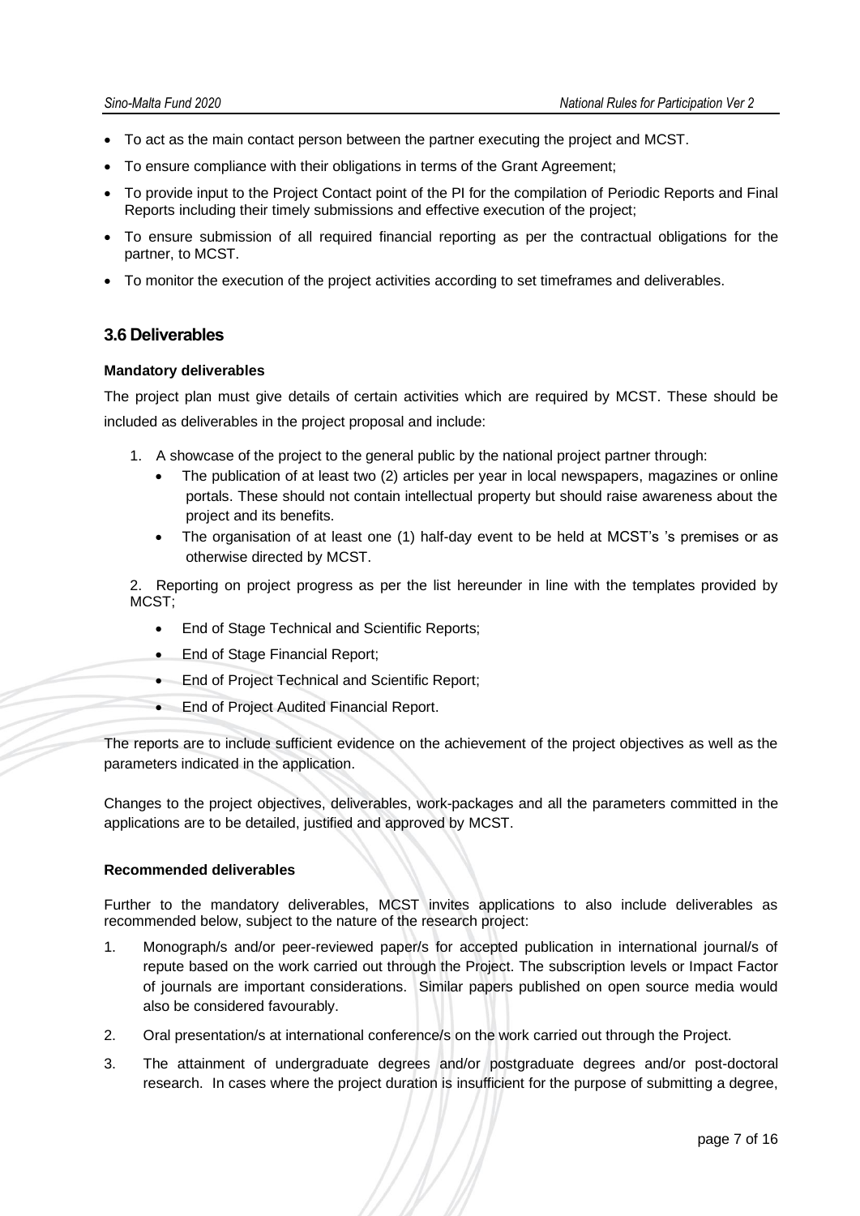- To act as the main contact person between the partner executing the project and MCST.
- To ensure compliance with their obligations in terms of the Grant Agreement;
- To provide input to the Project Contact point of the PI for the compilation of Periodic Reports and Final Reports including their timely submissions and effective execution of the project;
- To ensure submission of all required financial reporting as per the contractual obligations for the partner, to MCST.
- To monitor the execution of the project activities according to set timeframes and deliverables.

## 3.6 Deliverables

**Mandatory deliverables**

The project plan must give details of certain activities which are required by MCST. These should be included as deliverables in the project proposal and include:

1. A showcase of the project to the general public by the national project partner through:
   - The publication of at least two (2) articles per year in local newspapers, magazines or online portals. These should not contain intellectual property but should raise awareness about the project and its benefits.
   - The organisation of at least one (1) half-day event to be held at MCST's 's premises or as otherwise directed by MCST.

2. Reporting on project progress as per the list hereunder in line with the templates provided by MCST;
   - End of Stage Technical and Scientific Reports;
   - End of Stage Financial Report;
   - End of Project Technical and Scientific Report;
   - End of Project Audited Financial Report.

The reports are to include sufficient evidence on the achievement of the project objectives as well as the parameters indicated in the application.

Changes to the project objectives, deliverables, work-packages and all the parameters committed in the applications are to be detailed, justified and approved by MCST.

**Recommended deliverables**

Further to the mandatory deliverables, MCST invites applications to also include deliverables as recommended below, subject to the nature of the research project:

1. Monograph/s and/or peer-reviewed paper/s for accepted publication in international journal/s of repute based on the work carried out through the Project. The subscription levels or Impact Factor of journals are important considerations. Similar papers published on open source media would also be considered favourably.
2. Oral presentation/s at international conference/s on the work carried out through the Project.
3. The attainment of undergraduate degrees and/or postgraduate degrees and/or post-doctoral research. In cases where the project duration is insufficient for the purpose of submitting a degree,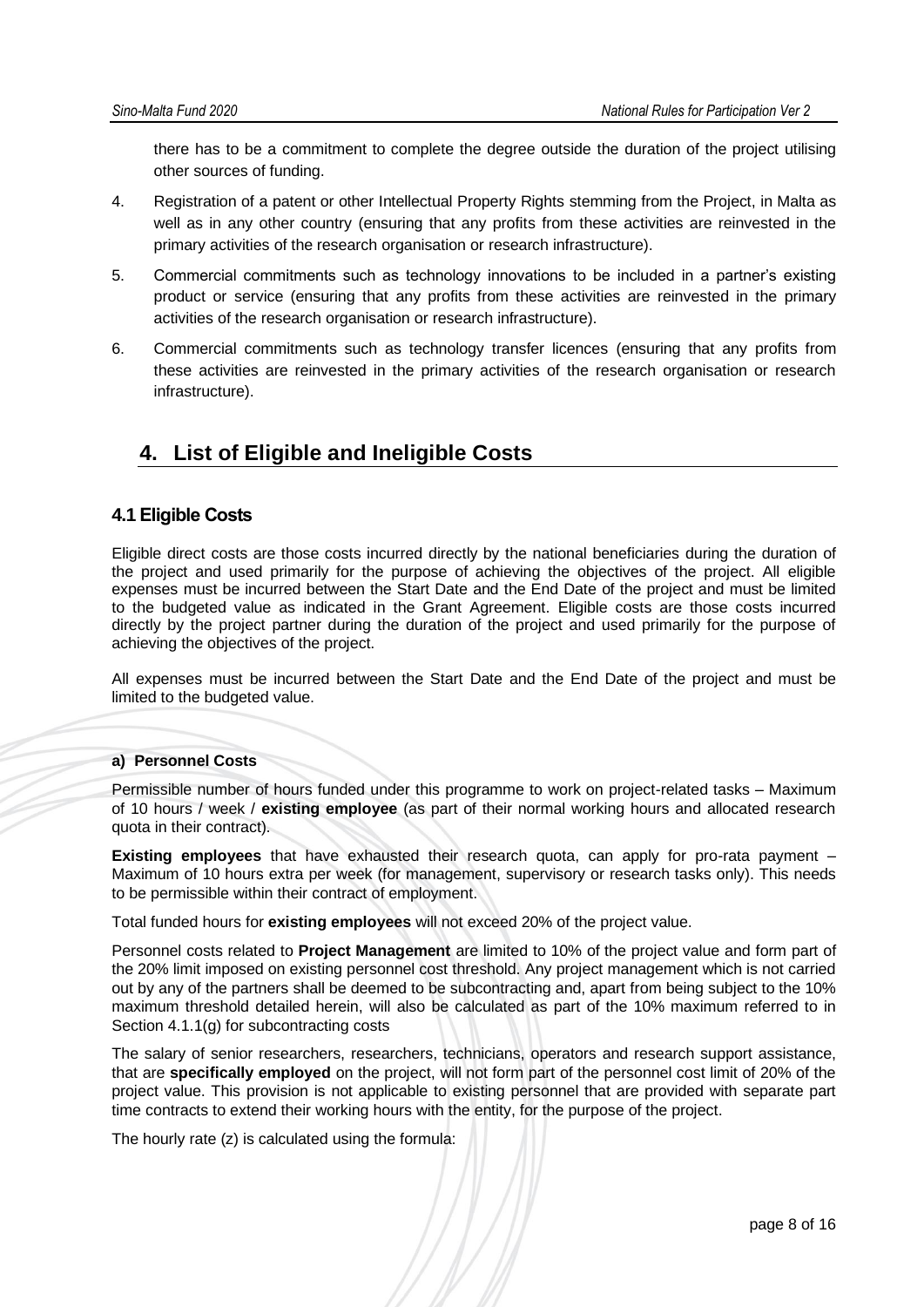there has to be a commitment to complete the degree outside the duration of the project utilising other sources of funding.

4. Registration of a patent or other Intellectual Property Rights stemming from the Project, in Malta as well as in any other country (ensuring that any profits from these activities are reinvested in the primary activities of the research organisation or research infrastructure).

5. Commercial commitments such as technology innovations to be included in a partner's existing product or service (ensuring that any profits from these activities are reinvested in the primary activities of the research organisation or research infrastructure).

6. Commercial commitments such as technology transfer licences (ensuring that any profits from these activities are reinvested in the primary activities of the research organisation or research infrastructure).

# 4. List of Eligible and Ineligible Costs

## 4.1 Eligible Costs

Eligible direct costs are those costs incurred directly by the national beneficiaries during the duration of the project and used primarily for the purpose of achieving the objectives of the project. All eligible expenses must be incurred between the Start Date and the End Date of the project and must be limited to the budgeted value as indicated in the Grant Agreement. Eligible costs are those costs incurred directly by the project partner during the duration of the project and used primarily for the purpose of achieving the objectives of the project.

All expenses must be incurred between the Start Date and the End Date of the project and must be limited to the budgeted value.

#### a) Personnel Costs

Permissible number of hours funded under this programme to work on project-related tasks – Maximum of 10 hours / week / **existing employee** (as part of their normal working hours and allocated research quota in their contract).

**Existing employees** that have exhausted their research quota, can apply for pro-rata payment – Maximum of 10 hours extra per week (for management, supervisory or research tasks only). This needs to be permissible within their contract of employment.

Total funded hours for **existing employees** will not exceed 20% of the project value.

Personnel costs related to **Project Management** are limited to 10% of the project value and form part of the 20% limit imposed on existing personnel cost threshold. Any project management which is not carried out by any of the partners shall be deemed to be subcontracting and, apart from being subject to the 10% maximum threshold detailed herein, will also be calculated as part of the 10% maximum referred to in Section 4.1.1(g) for subcontracting costs

The salary of senior researchers, researchers, technicians, operators and research support assistance, that are **specifically employed** on the project, will not form part of the personnel cost limit of 20% of the project value. This provision is not applicable to existing personnel that are provided with separate part time contracts to extend their working hours with the entity, for the purpose of the project.

The hourly rate (z) is calculated using the formula: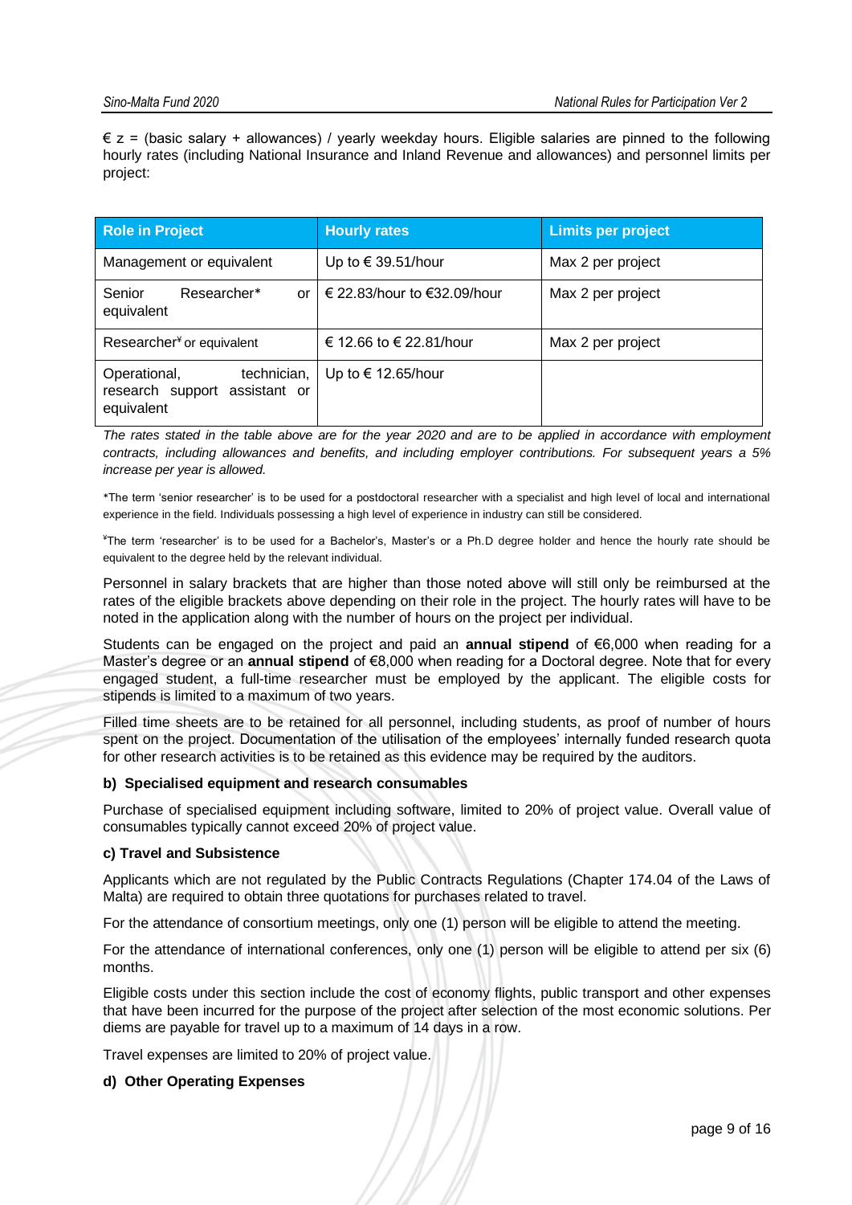€ z = (basic salary + allowances) / yearly weekday hours. Eligible salaries are pinned to the following hourly rates (including National Insurance and Inland Revenue and allowances) and personnel limits per project:

| Role in Project | Hourly rates | Limits per project |
|---|---|---|
| Management or equivalent | Up to € 39.51/hour | Max 2 per project |
| Senior Researcher* or equivalent | € 22.83/hour to €32.09/hour | Max 2 per project |
| Researcher[¥] or equivalent | € 12.66 to € 22.81/hour | Max 2 per project |
| Operational, technician, research support assistant or equivalent | Up to € 12.65/hour | |

*The rates stated in the table above are for the year 2020 and are to be applied in accordance with employment contracts, including allowances and benefits, and including employer contributions. For subsequent years a 5% increase per year is allowed.*

*The term 'senior researcher' is to be used for a postdoctoral researcher with a specialist and high level of local and international experience in the field. Individuals possessing a high level of experience in industry can still be considered.

[¥]The term 'researcher' is to be used for a Bachelor's, Master's or a Ph.D degree holder and hence the hourly rate should be equivalent to the degree held by the relevant individual.

Personnel in salary brackets that are higher than those noted above will still only be reimbursed at the rates of the eligible brackets above depending on their role in the project. The hourly rates will have to be noted in the application along with the number of hours on the project per individual.

Students can be engaged on the project and paid an **annual stipend** of €6,000 when reading for a Master's degree or an **annual stipend** of €8,000 when reading for a Doctoral degree. Note that for every engaged student, a full-time researcher must be employed by the applicant. The eligible costs for stipends is limited to a maximum of two years.

Filled time sheets are to be retained for all personnel, including students, as proof of number of hours spent on the project. Documentation of the utilisation of the employees' internally funded research quota for other research activities is to be retained as this evidence may be required by the auditors.

#### b) Specialised equipment and research consumables

Purchase of specialised equipment including software, limited to 20% of project value. Overall value of consumables typically cannot exceed 20% of project value.

#### c) Travel and Subsistence

Applicants which are not regulated by the Public Contracts Regulations (Chapter 174.04 of the Laws of Malta) are required to obtain three quotations for purchases related to travel.

For the attendance of consortium meetings, only one (1) person will be eligible to attend the meeting.

For the attendance of international conferences, only one (1) person will be eligible to attend per six (6) months.

Eligible costs under this section include the cost of economy flights, public transport and other expenses that have been incurred for the purpose of the project after selection of the most economic solutions. Per diems are payable for travel up to a maximum of 14 days in a row.

Travel expenses are limited to 20% of project value.

#### d) Other Operating Expenses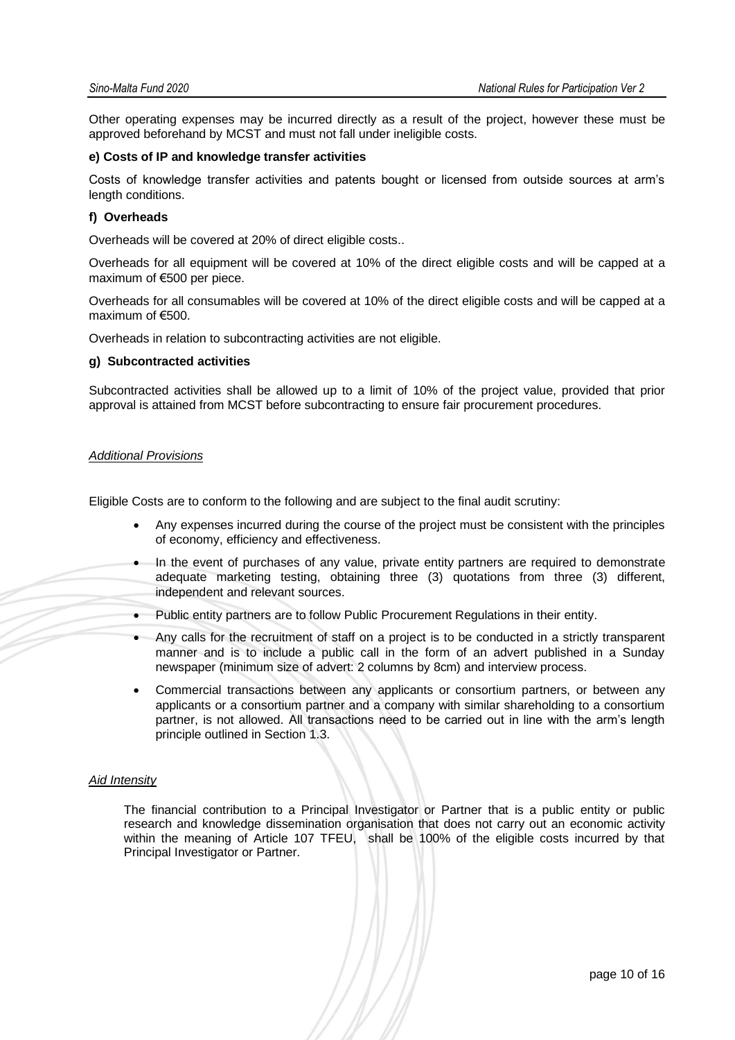Other operating expenses may be incurred directly as a result of the project, however these must be approved beforehand by MCST and must not fall under ineligible costs.

**e) Costs of IP and knowledge transfer activities**

Costs of knowledge transfer activities and patents bought or licensed from outside sources at arm's length conditions.

**f) Overheads**

Overheads will be covered at 20% of direct eligible costs..

Overheads for all equipment will be covered at 10% of the direct eligible costs and will be capped at a maximum of €500 per piece.

Overheads for all consumables will be covered at 10% of the direct eligible costs and will be capped at a maximum of €500.

Overheads in relation to subcontracting activities are not eligible.

**g) Subcontracted activities**

Subcontracted activities shall be allowed up to a limit of 10% of the project value, provided that prior approval is attained from MCST before subcontracting to ensure fair procurement procedures.

*Additional Provisions*

Eligible Costs are to conform to the following and are subject to the final audit scrutiny:

- Any expenses incurred during the course of the project must be consistent with the principles of economy, efficiency and effectiveness.
- In the event of purchases of any value, private entity partners are required to demonstrate adequate marketing testing, obtaining three (3) quotations from three (3) different, independent and relevant sources.
- Public entity partners are to follow Public Procurement Regulations in their entity.
- Any calls for the recruitment of staff on a project is to be conducted in a strictly transparent manner and is to include a public call in the form of an advert published in a Sunday newspaper (minimum size of advert: 2 columns by 8cm) and interview process.
- Commercial transactions between any applicants or consortium partners, or between any applicants or a consortium partner and a company with similar shareholding to a consortium partner, is not allowed. All transactions need to be carried out in line with the arm's length principle outlined in Section 1.3.

*Aid Intensity*

The financial contribution to a Principal Investigator or Partner that is a public entity or public research and knowledge dissemination organisation that does not carry out an economic activity within the meaning of Article 107 TFEU, shall be 100% of the eligible costs incurred by that Principal Investigator or Partner.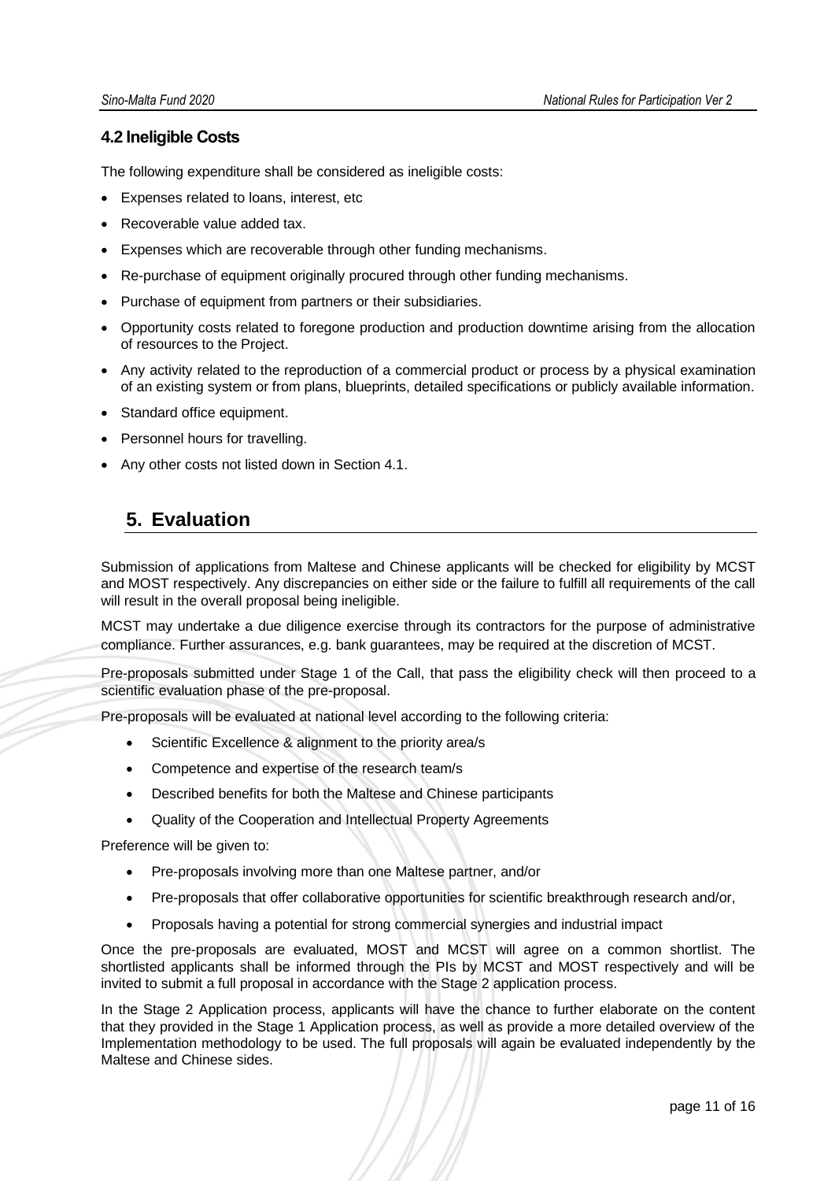### 4.2 Ineligible Costs

The following expenditure shall be considered as ineligible costs:

- Expenses related to loans, interest, etc
- Recoverable value added tax.
- Expenses which are recoverable through other funding mechanisms.
- Re-purchase of equipment originally procured through other funding mechanisms.
- Purchase of equipment from partners or their subsidiaries.
- Opportunity costs related to foregone production and production downtime arising from the allocation of resources to the Project.
- Any activity related to the reproduction of a commercial product or process by a physical examination of an existing system or from plans, blueprints, detailed specifications or publicly available information.
- Standard office equipment.
- Personnel hours for travelling.
- Any other costs not listed down in Section 4.1.

## 5. Evaluation

Submission of applications from Maltese and Chinese applicants will be checked for eligibility by MCST and MOST respectively. Any discrepancies on either side or the failure to fulfill all requirements of the call will result in the overall proposal being ineligible.

MCST may undertake a due diligence exercise through its contractors for the purpose of administrative compliance. Further assurances, e.g. bank guarantees, may be required at the discretion of MCST.

Pre-proposals submitted under Stage 1 of the Call, that pass the eligibility check will then proceed to a scientific evaluation phase of the pre-proposal.

Pre-proposals will be evaluated at national level according to the following criteria:

- Scientific Excellence & alignment to the priority area/s
- Competence and expertise of the research team/s
- Described benefits for both the Maltese and Chinese participants
- Quality of the Cooperation and Intellectual Property Agreements

Preference will be given to:

- Pre-proposals involving more than one Maltese partner, and/or
- Pre-proposals that offer collaborative opportunities for scientific breakthrough research and/or,
- Proposals having a potential for strong commercial synergies and industrial impact

Once the pre-proposals are evaluated, MOST and MCST will agree on a common shortlist. The shortlisted applicants shall be informed through the PIs by MCST and MOST respectively and will be invited to submit a full proposal in accordance with the Stage 2 application process.

In the Stage 2 Application process, applicants will have the chance to further elaborate on the content that they provided in the Stage 1 Application process, as well as provide a more detailed overview of the Implementation methodology to be used. The full proposals will again be evaluated independently by the Maltese and Chinese sides.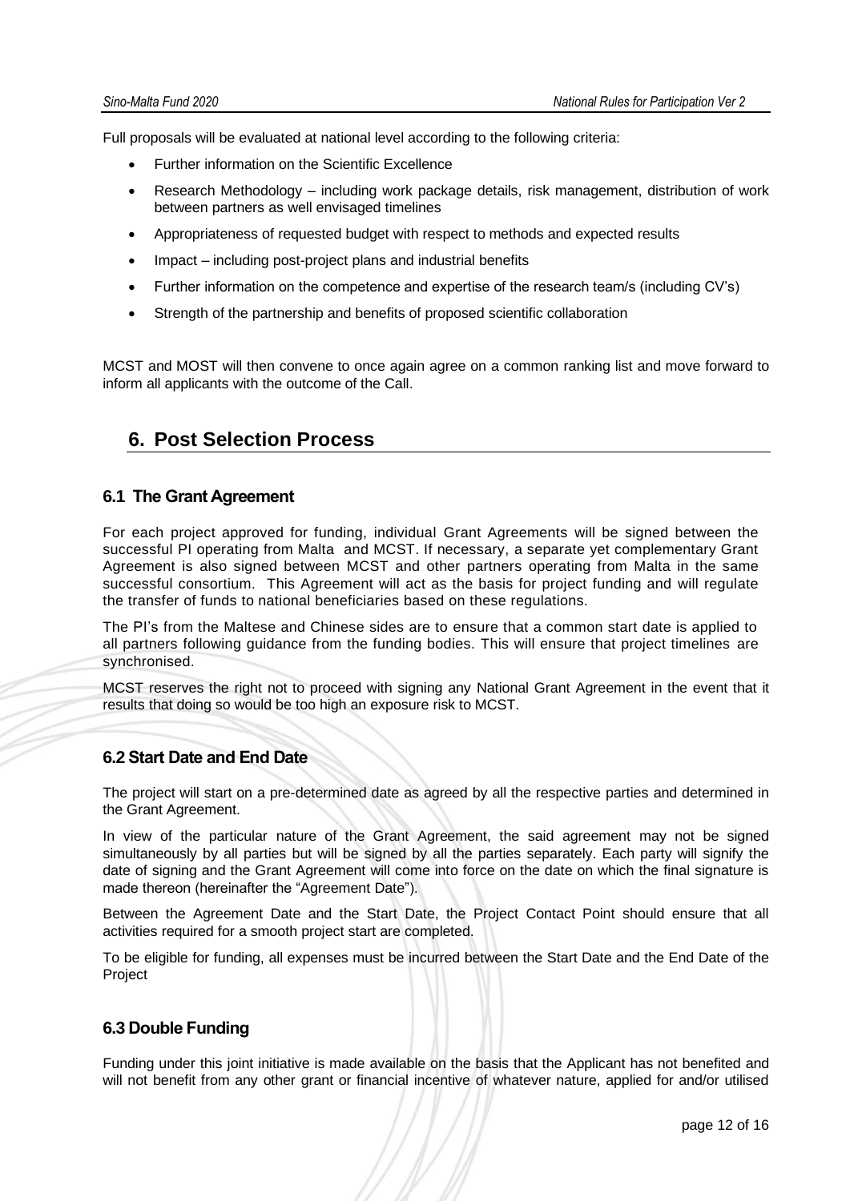Full proposals will be evaluated at national level according to the following criteria:

- Further information on the Scientific Excellence
- Research Methodology – including work package details, risk management, distribution of work between partners as well envisaged timelines
- Appropriateness of requested budget with respect to methods and expected results
- Impact – including post-project plans and industrial benefits
- Further information on the competence and expertise of the research team/s (including CV's)
- Strength of the partnership and benefits of proposed scientific collaboration

MCST and MOST will then convene to once again agree on a common ranking list and move forward to inform all applicants with the outcome of the Call.

# 6. Post Selection Process

## 6.1 The Grant Agreement

For each project approved for funding, individual Grant Agreements will be signed between the successful PI operating from Malta and MCST. If necessary, a separate yet complementary Grant Agreement is also signed between MCST and other partners operating from Malta in the same successful consortium. This Agreement will act as the basis for project funding and will regulate the transfer of funds to national beneficiaries based on these regulations.

The PI's from the Maltese and Chinese sides are to ensure that a common start date is applied to all partners following guidance from the funding bodies. This will ensure that project timelines are synchronised.

MCST reserves the right not to proceed with signing any National Grant Agreement in the event that it results that doing so would be too high an exposure risk to MCST.

## 6.2 Start Date and End Date

The project will start on a pre-determined date as agreed by all the respective parties and determined in the Grant Agreement.

In view of the particular nature of the Grant Agreement, the said agreement may not be signed simultaneously by all parties but will be signed by all the parties separately. Each party will signify the date of signing and the Grant Agreement will come into force on the date on which the final signature is made thereon (hereinafter the "Agreement Date").

Between the Agreement Date and the Start Date, the Project Contact Point should ensure that all activities required for a smooth project start are completed.

To be eligible for funding, all expenses must be incurred between the Start Date and the End Date of the Project

## 6.3 Double Funding

Funding under this joint initiative is made available on the basis that the Applicant has not benefited and will not benefit from any other grant or financial incentive of whatever nature, applied for and/or utilised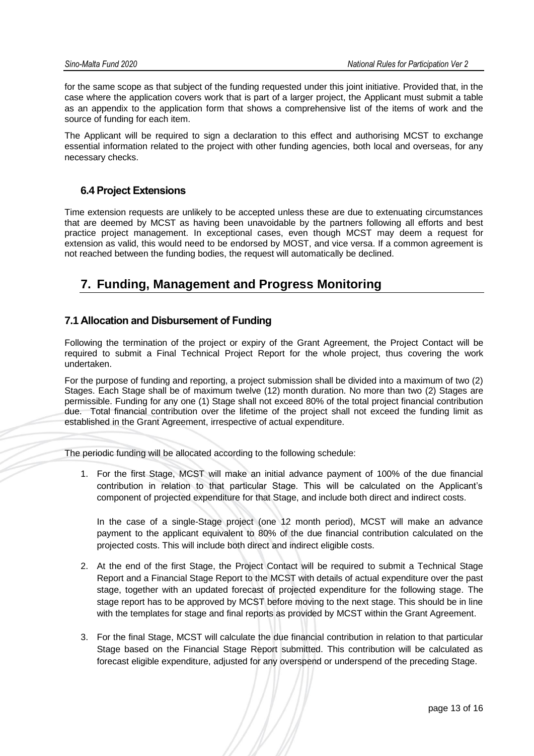for the same scope as that subject of the funding requested under this joint initiative. Provided that, in the case where the application covers work that is part of a larger project, the Applicant must submit a table as an appendix to the application form that shows a comprehensive list of the items of work and the source of funding for each item.

The Applicant will be required to sign a declaration to this effect and authorising MCST to exchange essential information related to the project with other funding agencies, both local and overseas, for any necessary checks.

### 6.4 Project Extensions

Time extension requests are unlikely to be accepted unless these are due to extenuating circumstances that are deemed by MCST as having been unavoidable by the partners following all efforts and best practice project management. In exceptional cases, even though MCST may deem a request for extension as valid, this would need to be endorsed by MOST, and vice versa. If a common agreement is not reached between the funding bodies, the request will automatically be declined.

## 7. Funding, Management and Progress Monitoring

### 7.1 Allocation and Disbursement of Funding

Following the termination of the project or expiry of the Grant Agreement, the Project Contact will be required to submit a Final Technical Project Report for the whole project, thus covering the work undertaken.

For the purpose of funding and reporting, a project submission shall be divided into a maximum of two (2) Stages. Each Stage shall be of maximum twelve (12) month duration. No more than two (2) Stages are permissible. Funding for any one (1) Stage shall not exceed 80% of the total project financial contribution due. Total financial contribution over the lifetime of the project shall not exceed the funding limit as established in the Grant Agreement, irrespective of actual expenditure.

The periodic funding will be allocated according to the following schedule:

1. For the first Stage, MCST will make an initial advance payment of 100% of the due financial contribution in relation to that particular Stage. This will be calculated on the Applicant's component of projected expenditure for that Stage, and include both direct and indirect costs.

   In the case of a single-Stage project (one 12 month period), MCST will make an advance payment to the applicant equivalent to 80% of the due financial contribution calculated on the projected costs. This will include both direct and indirect eligible costs.

2. At the end of the first Stage, the Project Contact will be required to submit a Technical Stage Report and a Financial Stage Report to the MCST with details of actual expenditure over the past stage, together with an updated forecast of projected expenditure for the following stage. The stage report has to be approved by MCST before moving to the next stage. This should be in line with the templates for stage and final reports as provided by MCST within the Grant Agreement.

3. For the final Stage, MCST will calculate the due financial contribution in relation to that particular Stage based on the Financial Stage Report submitted. This contribution will be calculated as forecast eligible expenditure, adjusted for any overspend or underspend of the preceding Stage.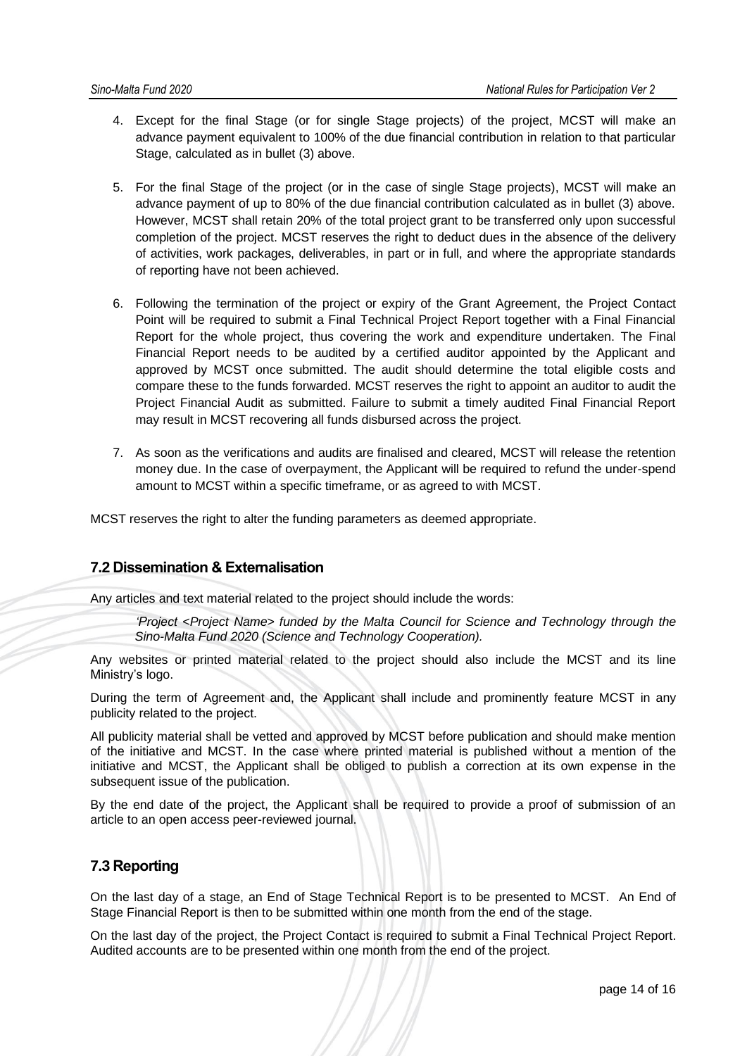4. Except for the final Stage (or for single Stage projects) of the project, MCST will make an advance payment equivalent to 100% of the due financial contribution in relation to that particular Stage, calculated as in bullet (3) above.

5. For the final Stage of the project (or in the case of single Stage projects), MCST will make an advance payment of up to 80% of the due financial contribution calculated as in bullet (3) above. However, MCST shall retain 20% of the total project grant to be transferred only upon successful completion of the project. MCST reserves the right to deduct dues in the absence of the delivery of activities, work packages, deliverables, in part or in full, and where the appropriate standards of reporting have not been achieved.

6. Following the termination of the project or expiry of the Grant Agreement, the Project Contact Point will be required to submit a Final Technical Project Report together with a Final Financial Report for the whole project, thus covering the work and expenditure undertaken. The Final Financial Report needs to be audited by a certified auditor appointed by the Applicant and approved by MCST once submitted. The audit should determine the total eligible costs and compare these to the funds forwarded. MCST reserves the right to appoint an auditor to audit the Project Financial Audit as submitted. Failure to submit a timely audited Final Financial Report may result in MCST recovering all funds disbursed across the project.

7. As soon as the verifications and audits are finalised and cleared, MCST will release the retention money due. In the case of overpayment, the Applicant will be required to refund the under-spend amount to MCST within a specific timeframe, or as agreed to with MCST.

MCST reserves the right to alter the funding parameters as deemed appropriate.

## 7.2 Dissemination & Externalisation

Any articles and text material related to the project should include the words:

> *'Project <Project Name> funded by the Malta Council for Science and Technology through the Sino-Malta Fund 2020 (Science and Technology Cooperation).*

Any websites or printed material related to the project should also include the MCST and its line Ministry's logo.

During the term of Agreement and, the Applicant shall include and prominently feature MCST in any publicity related to the project.

All publicity material shall be vetted and approved by MCST before publication and should make mention of the initiative and MCST. In the case where printed material is published without a mention of the initiative and MCST, the Applicant shall be obliged to publish a correction at its own expense in the subsequent issue of the publication.

By the end date of the project, the Applicant shall be required to provide a proof of submission of an article to an open access peer-reviewed journal.

## 7.3 Reporting

On the last day of a stage, an End of Stage Technical Report is to be presented to MCST. An End of Stage Financial Report is then to be submitted within one month from the end of the stage.

On the last day of the project, the Project Contact is required to submit a Final Technical Project Report. Audited accounts are to be presented within one month from the end of the project.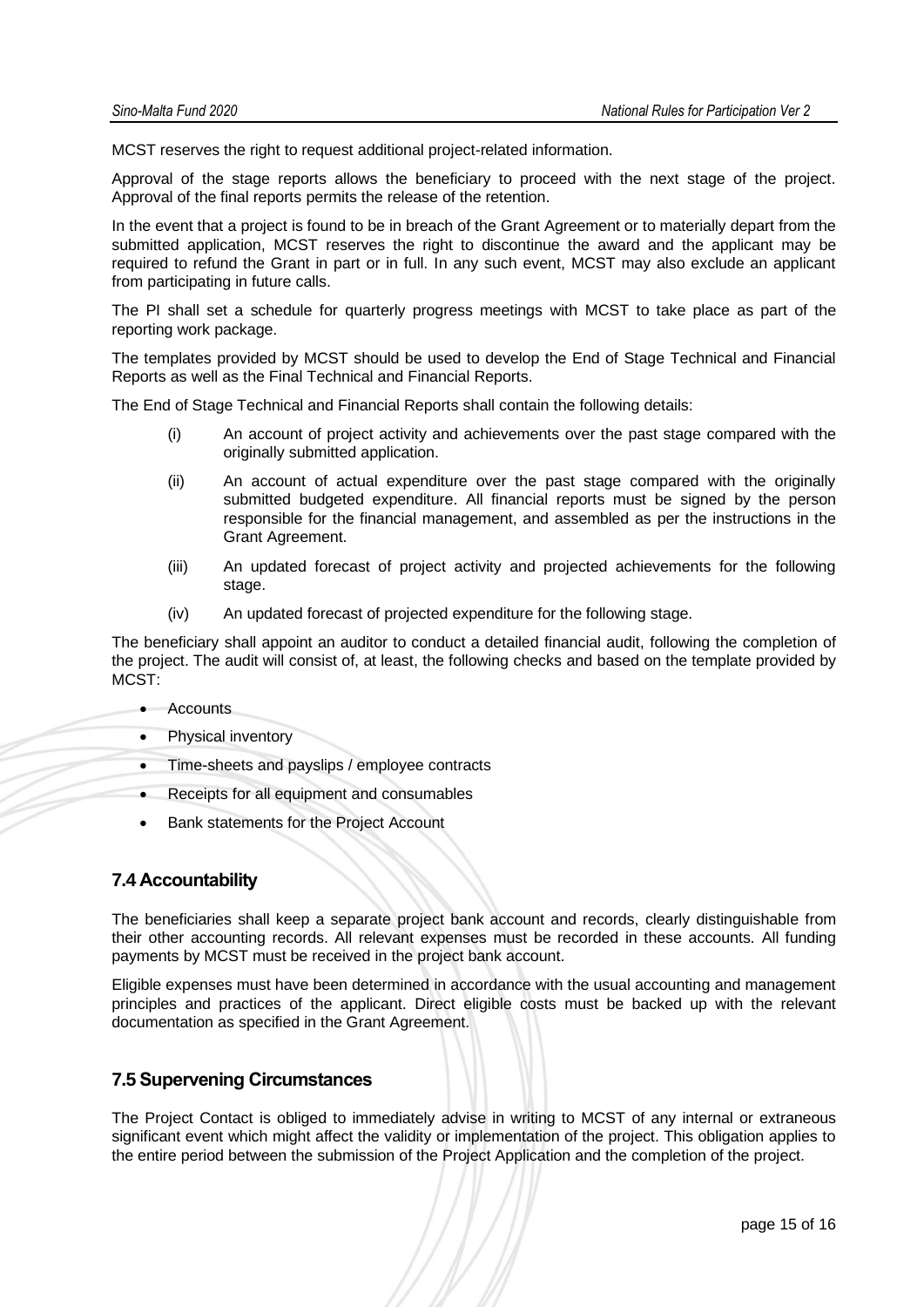MCST reserves the right to request additional project-related information.

Approval of the stage reports allows the beneficiary to proceed with the next stage of the project. Approval of the final reports permits the release of the retention.

In the event that a project is found to be in breach of the Grant Agreement or to materially depart from the submitted application, MCST reserves the right to discontinue the award and the applicant may be required to refund the Grant in part or in full. In any such event, MCST may also exclude an applicant from participating in future calls.

The PI shall set a schedule for quarterly progress meetings with MCST to take place as part of the reporting work package.

The templates provided by MCST should be used to develop the End of Stage Technical and Financial Reports as well as the Final Technical and Financial Reports.

The End of Stage Technical and Financial Reports shall contain the following details:

(i) An account of project activity and achievements over the past stage compared with the originally submitted application.

(ii) An account of actual expenditure over the past stage compared with the originally submitted budgeted expenditure. All financial reports must be signed by the person responsible for the financial management, and assembled as per the instructions in the Grant Agreement.

(iii) An updated forecast of project activity and projected achievements for the following stage.

(iv) An updated forecast of projected expenditure for the following stage.

The beneficiary shall appoint an auditor to conduct a detailed financial audit, following the completion of the project. The audit will consist of, at least, the following checks and based on the template provided by MCST:

- Accounts
- Physical inventory
- Time-sheets and payslips / employee contracts
- Receipts for all equipment and consumables
- Bank statements for the Project Account

## 7.4 Accountability

The beneficiaries shall keep a separate project bank account and records, clearly distinguishable from their other accounting records. All relevant expenses must be recorded in these accounts. All funding payments by MCST must be received in the project bank account.

Eligible expenses must have been determined in accordance with the usual accounting and management principles and practices of the applicant. Direct eligible costs must be backed up with the relevant documentation as specified in the Grant Agreement.

## 7.5 Supervening Circumstances

The Project Contact is obliged to immediately advise in writing to MCST of any internal or extraneous significant event which might affect the validity or implementation of the project. This obligation applies to the entire period between the submission of the Project Application and the completion of the project.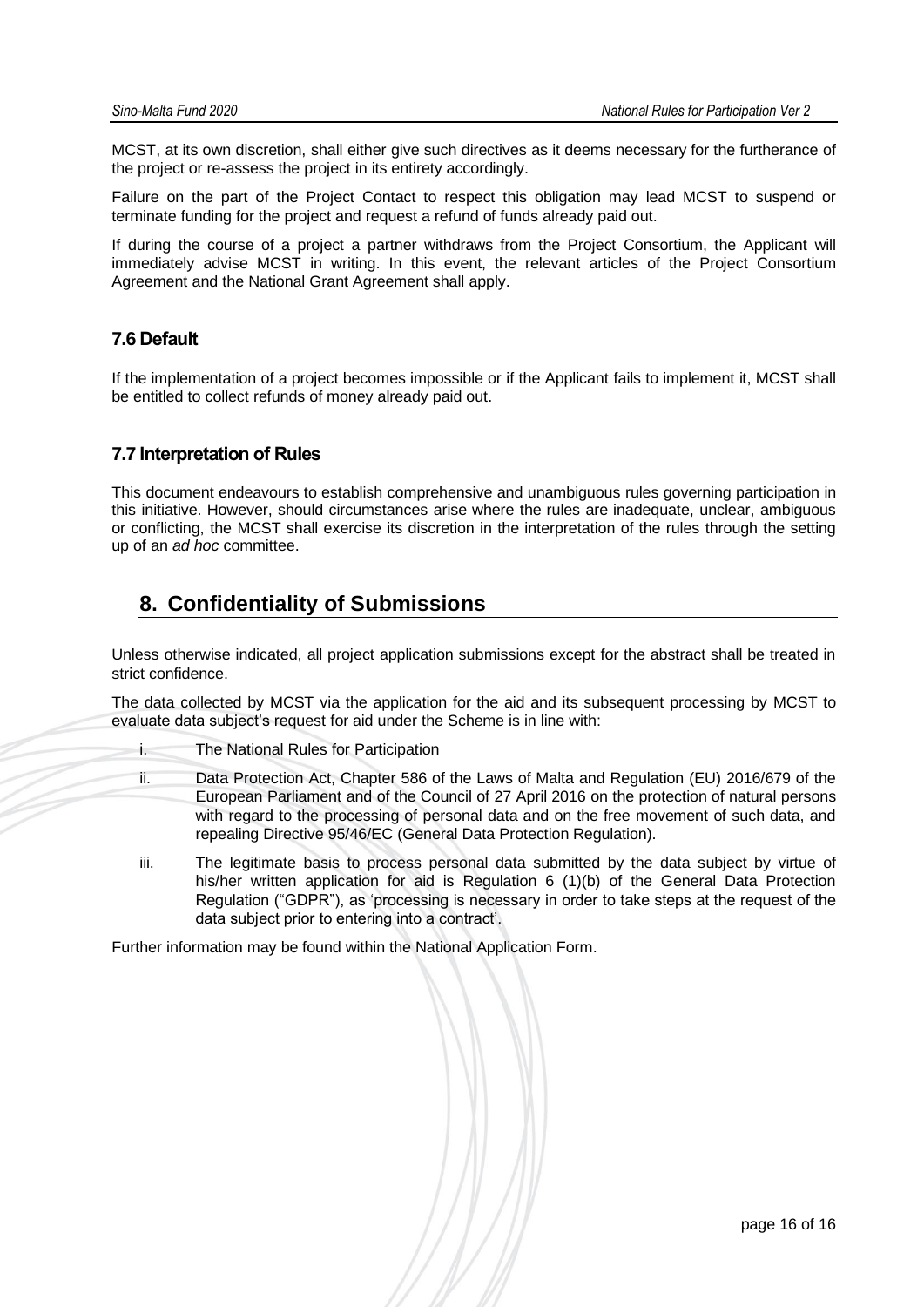MCST, at its own discretion, shall either give such directives as it deems necessary for the furtherance of the project or re-assess the project in its entirety accordingly.

Failure on the part of the Project Contact to respect this obligation may lead MCST to suspend or terminate funding for the project and request a refund of funds already paid out.

If during the course of a project a partner withdraws from the Project Consortium, the Applicant will immediately advise MCST in writing. In this event, the relevant articles of the Project Consortium Agreement and the National Grant Agreement shall apply.

### 7.6 Default

If the implementation of a project becomes impossible or if the Applicant fails to implement it, MCST shall be entitled to collect refunds of money already paid out.

### 7.7 Interpretation of Rules

This document endeavours to establish comprehensive and unambiguous rules governing participation in this initiative. However, should circumstances arise where the rules are inadequate, unclear, ambiguous or conflicting, the MCST shall exercise its discretion in the interpretation of the rules through the setting up of an *ad hoc* committee.

## 8. Confidentiality of Submissions

Unless otherwise indicated, all project application submissions except for the abstract shall be treated in strict confidence.

The data collected by MCST via the application for the aid and its subsequent processing by MCST to evaluate data subject's request for aid under the Scheme is in line with:

i. The National Rules for Participation

ii. Data Protection Act, Chapter 586 of the Laws of Malta and Regulation (EU) 2016/679 of the European Parliament and of the Council of 27 April 2016 on the protection of natural persons with regard to the processing of personal data and on the free movement of such data, and repealing Directive 95/46/EC (General Data Protection Regulation).

iii. The legitimate basis to process personal data submitted by the data subject by virtue of his/her written application for aid is Regulation 6 (1)(b) of the General Data Protection Regulation ("GDPR"), as 'processing is necessary in order to take steps at the request of the data subject prior to entering into a contract'.

Further information may be found within the National Application Form.